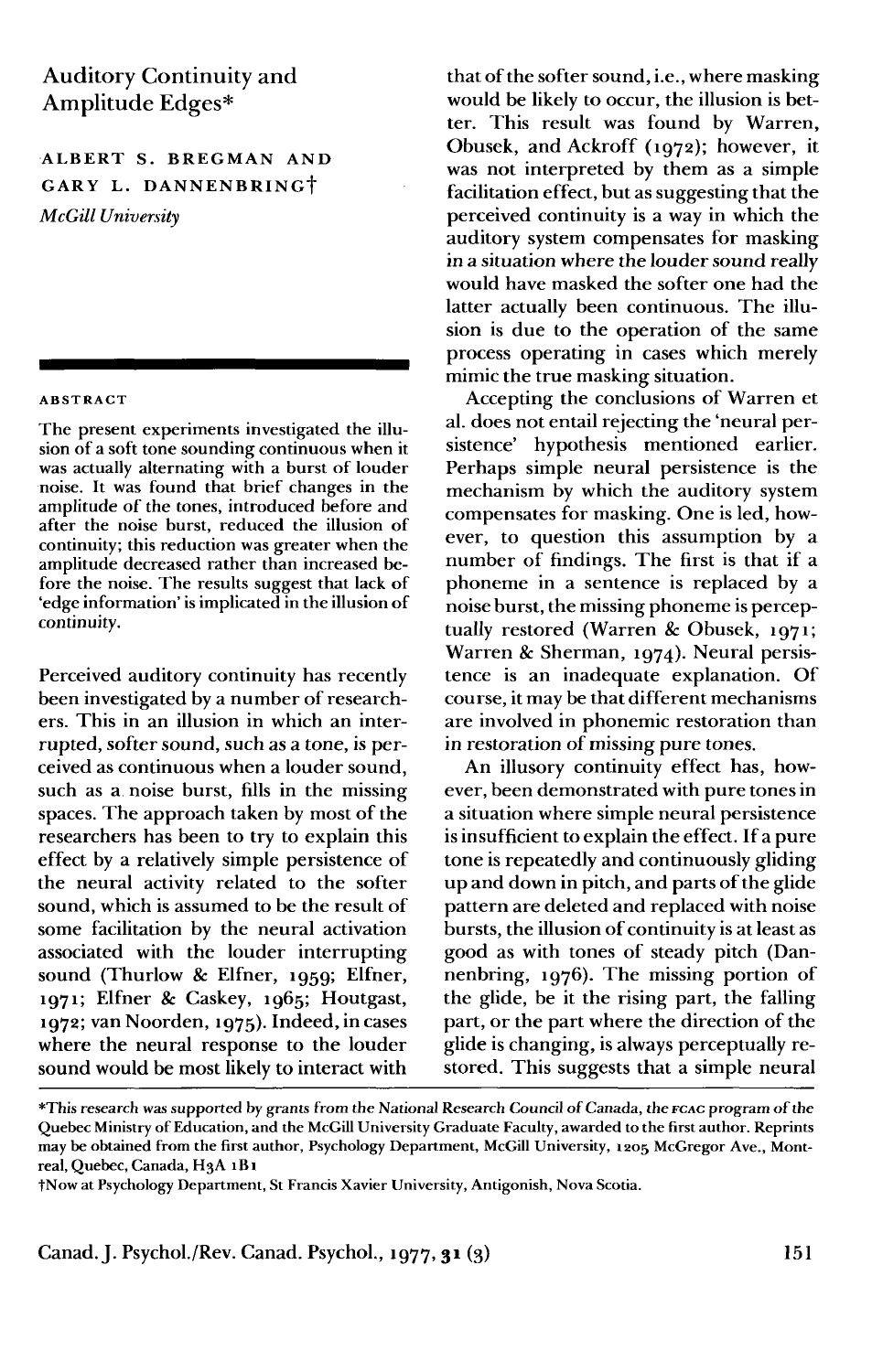# Auditory Continuity and Amplitude Edges*

**ALBERT S. BREGMAN AND GARY L. DANNENBRING†**

*McGill University*

**ABSTRACT**

The present experiments investigated the illusion of a soft tone sounding continuous when it was actually alternating with a burst of louder noise. It was found that brief changes in the amplitude of the tones, introduced before and after the noise burst, reduced the illusion of continuity; this reduction was greater when the amplitude decreased rather than increased before the noise. The results suggest that lack of 'edge information' is implicated in the illusion of continuity.

Perceived auditory continuity has recently been investigated by a number of researchers. This in an illusion in which an interrupted, softer sound, such as a tone, is perceived as continuous when a louder sound, such as a noise burst, fills in the missing spaces. The approach taken by most of the researchers has been to try to explain this effect by a relatively simple persistence of the neural activity related to the softer sound, which is assumed to be the result of some facilitation by the neural activation associated with the louder interrupting sound (Thurlow & Elfner, 1959; Elfner, 1971; Elfner & Caskey, 1965; Houtgast, 1972; van Noorden, 1975). Indeed, in cases where the neural response to the louder sound would be most likely to interact with that of the softer sound, i.e., where masking would be likely to occur, the illusion is better. This result was found by Warren, Obusek, and Ackroff (1972); however, it was not interpreted by them as a simple facilitation effect, but as suggesting that the perceived continuity is a way in which the auditory system compensates for masking *in a situation where the louder sound really* would have masked the softer one had the latter actually been continuous. The illusion is due to the operation of the same process operating in cases which merely mimic the true masking situation.

Accepting the conclusions of Warren et al. does not entail rejecting the 'neural persistence' hypothesis mentioned earlier. Perhaps simple neural persistence is the mechanism by which the auditory system compensates for masking. One is led, however, to question this assumption by a number of findings. The first is that if a phoneme in a sentence is replaced by a noise burst, the missing phoneme is perceptually restored (Warren & Obusek, 1971; Warren & Sherman, 1974). Neural persistence is an inadequate explanation. Of course, it may be that different mechanisms are involved in phonemic restoration than in restoration of missing pure tones.

An illusory continuity effect has, however, been demonstrated with pure tones in a situation where simple neural persistence is insufficient to explain the effect. If a pure tone is repeatedly and continuously gliding up and down in pitch, and parts of the glide pattern are deleted and replaced with noise bursts, the illusion of continuity is at least as good as with tones of steady pitch (Dannenbring, 1976). The missing portion of the glide, be it the rising part, the falling part, or the part where the direction of the glide is changing, is always perceptually restored. This suggests that a simple neural

*This research was supported by grants from the National Research Council of Canada, the FCAC program of the Quebec Ministry of Education, and the McGill University Graduate Faculty, awarded to the first author. Reprints may be obtained from the first author, Psychology Department, McGill University, 1205 McGregor Ave., Montreal, Quebec, Canada, H3A 1B1

†Now at Psychology Department, St Francis Xavier University, Antigonish, Nova Scotia.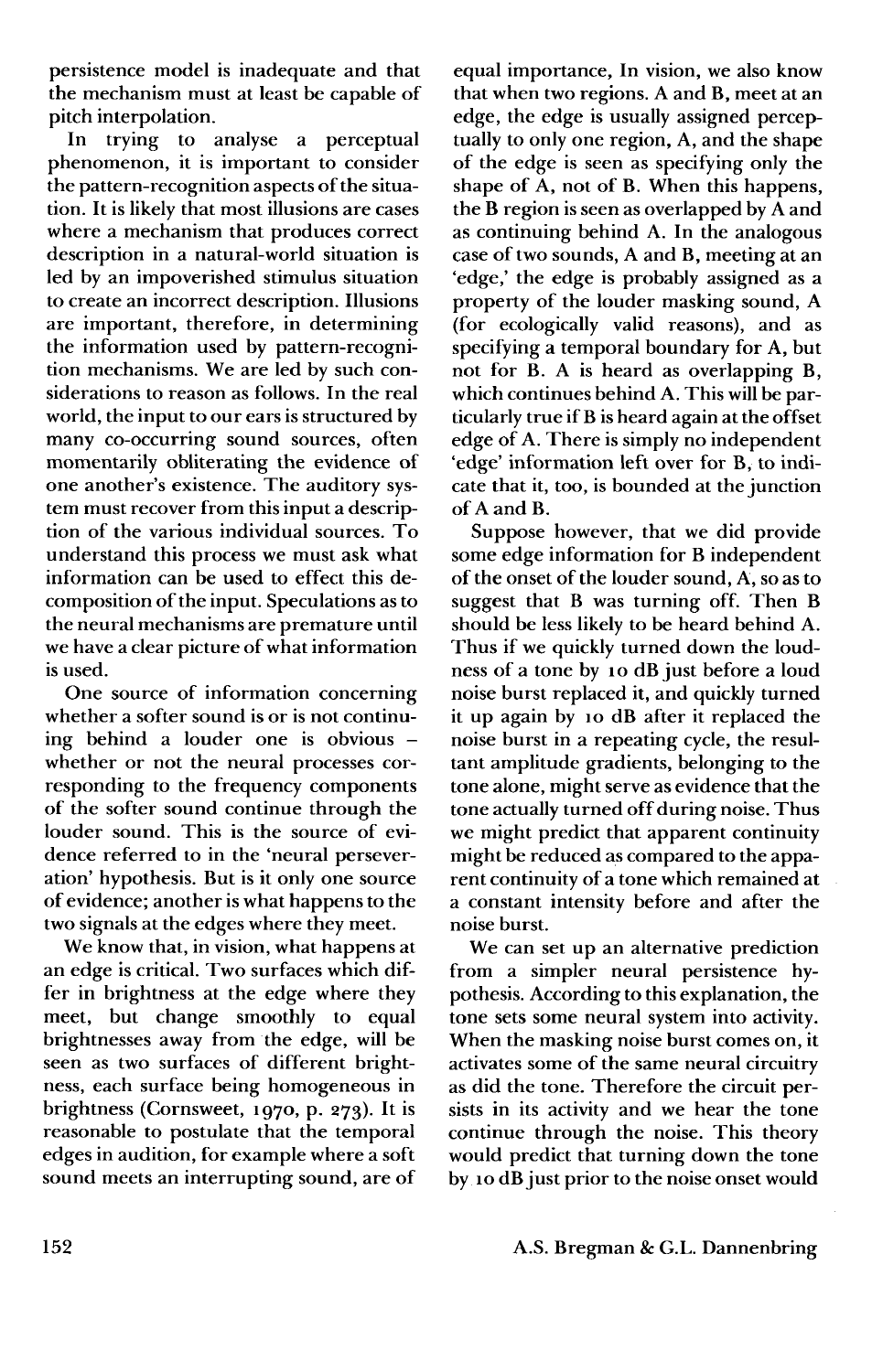persistence model is inadequate and that the mechanism must at least be capable of pitch interpolation.

In trying to analyse a perceptual phenomenon, it is important to consider the pattern-recognition aspects of the situation. It is likely that most illusions are cases where a mechanism that produces correct description in a natural-world situation is led by an impoverished stimulus situation to create an incorrect description. Illusions are important, therefore, in determining the information used by pattern-recognition mechanisms. We are led by such considerations to reason as follows. In the real world, the input to our ears is structured by many co-occurring sound sources, often momentarily obliterating the evidence of one another's existence. The auditory system must recover from this input a description of the various individual sources. To understand this process we must ask what information can be used to effect this decomposition of the input. Speculations as to the neural mechanisms are premature until we have a clear picture of what information is used.

One source of information concerning whether a softer sound is or is not continuing behind a louder one is obvious – whether or not the neural processes corresponding to the frequency components of the softer sound continue through the louder sound. This is the source of evidence referred to in the 'neural perseveration' hypothesis. But is it only one source of evidence; another is what happens to the two signals at the edges where they meet.

We know that, in vision, what happens at an edge is critical. Two surfaces which differ in brightness at the edge where they meet, but change smoothly to equal brightnesses away from the edge, will be seen as two surfaces of different brightness, each surface being homogeneous in brightness (Cornsweet, 1970, p. 273). It is reasonable to postulate that the temporal edges in audition, for example where a soft sound meets an interrupting sound, are of equal importance, In vision, we also know that when two regions. A and B, meet at an edge, the edge is usually assigned perceptually to only one region, A, and the shape of the edge is seen as specifying only the shape of A, not of B. When this happens, the B region is seen as overlapped by A and as continuing behind A. In the analogous case of two sounds, A and B, meeting at an 'edge,' the edge is probably assigned as a property of the louder masking sound, A (for ecologically valid reasons), and as specifying a temporal boundary for A, but not for B. A is heard as overlapping B, which continues behind A. This will be particularly true if B is heard again at the offset edge of A. There is simply no independent 'edge' information left over for B, to indicate that it, too, is bounded at the junction of A and B.

Suppose however, that we did provide some edge information for B independent of the onset of the louder sound, A, so as to suggest that B was turning off. Then B should be less likely to be heard behind A. Thus if we quickly turned down the loudness of a tone by 10 dB just before a loud noise burst replaced it, and quickly turned it up again by 10 dB after it replaced the noise burst in a repeating cycle, the resultant amplitude gradients, belonging to the tone alone, might serve as evidence that the tone actually turned off during noise. Thus we might predict that apparent continuity might be reduced as compared to the apparent continuity of a tone which remained at a constant intensity before and after the noise burst.

We can set up an alternative prediction from a simpler neural persistence hypothesis. According to this explanation, the tone sets some neural system into activity. When the masking noise burst comes on, it activates some of the same neural circuitry as did the tone. Therefore the circuit persists in its activity and we hear the tone continue through the noise. This theory would predict that turning down the tone by 10 dB just prior to the noise onset would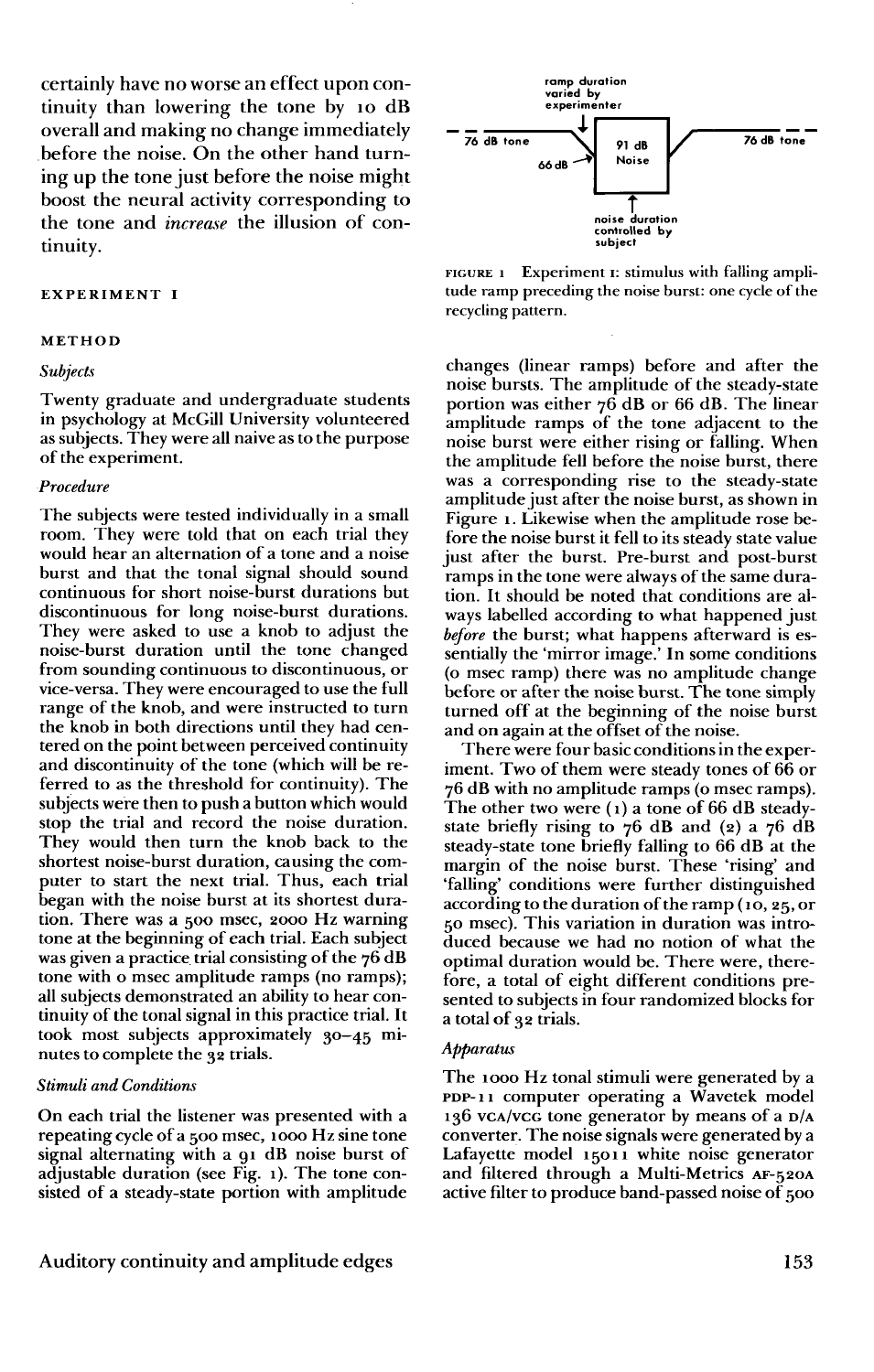certainly have no worse an effect upon continuity than lowering the tone by 10 dB overall and making no change immediately before the noise. On the other hand turning up the tone just before the noise might boost the neural activity corresponding to the tone and *increase* the illusion of continuity.

## EXPERIMENT I

### METHOD

#### *Subjects*

Twenty graduate and undergraduate students in psychology at McGill University volunteered as subjects. They were all naive as to the purpose of the experiment.

#### *Procedure*

The subjects were tested individually in a small room. They were told that on each trial they would hear an alternation of a tone and a noise burst and that the tonal signal should sound continuous for short noise-burst durations but discontinuous for long noise-burst durations. They were asked to use a knob to adjust the noise-burst duration until the tone changed from sounding continuous to discontinuous, or vice-versa. They were encouraged to use the full range of the knob, and were instructed to turn the knob in both directions until they had centered on the point between perceived continuity and discontinuity of the tone (which will be referred to as the threshold for continuity). The subjects were then to push a button which would stop the trial and record the noise duration. They would then turn the knob back to the shortest noise-burst duration, causing the computer to start the next trial. Thus, each trial began with the noise burst at its shortest duration. There was a 500 msec, 2000 Hz warning tone at the beginning of each trial. Each subject was given a practice trial consisting of the 76 dB tone with 0 msec amplitude ramps (no ramps); all subjects demonstrated an ability to hear continuity of the tonal signal in this practice trial. It took most subjects approximately 30–45 minutes to complete the 32 trials.

#### *Stimuli and Conditions*

On each trial the listener was presented with a repeating cycle of a 500 msec, 1000 Hz sine tone signal alternating with a 91 dB noise burst of adjustable duration (see Fig. 1). The tone consisted of a steady-state portion with amplitude

ramp duration varied by experimenter

76 dB tone — 66 dB — 91 dB Noise — 76 dB tone

noise duration controlled by subject

FIGURE 1 Experiment I: stimulus with falling amplitude ramp preceding the noise burst: one cycle of the recycling pattern.

changes (linear ramps) before and after the noise bursts. The amplitude of the steady-state portion was either 76 dB or 66 dB. The linear amplitude ramps of the tone adjacent to the noise burst were either rising or falling. When the amplitude fell before the noise burst, there was a corresponding rise to the steady-state amplitude just after the noise burst, as shown in Figure 1. Likewise when the amplitude rose before the noise burst it fell to its steady state value just after the burst. Pre-burst and post-burst ramps in the tone were always of the same duration. It should be noted that conditions are always labelled according to what happened just *before* the burst; what happens afterward is essentially the 'mirror image.' In some conditions (0 msec ramp) there was no amplitude change before or after the noise burst. The tone simply turned off at the beginning of the noise burst and on again at the offset of the noise.

There were four basic conditions in the experiment. Two of them were steady tones of 66 or 76 dB with no amplitude ramps (0 msec ramps). The other two were (1) a tone of 66 dB steady-state briefly rising to 76 dB and (2) a 76 dB steady-state tone briefly falling to 66 dB at the margin of the noise burst. These 'rising' and 'falling' conditions were further distinguished according to the duration of the ramp (10, 25, or 50 msec). This variation in duration was introduced because we had no notion of what the optimal duration would be. There were, therefore, a total of eight different conditions presented to subjects in four randomized blocks for a total of 32 trials.

#### *Apparatus*

The 1000 Hz tonal stimuli were generated by a PDP-11 computer operating a Wavetek model 136 VCA/VCG tone generator by means of a D/A converter. The noise signals were generated by a Lafayette model 15011 white noise generator and filtered through a Multi-Metrics AF-520A active filter to produce band-passed noise of 500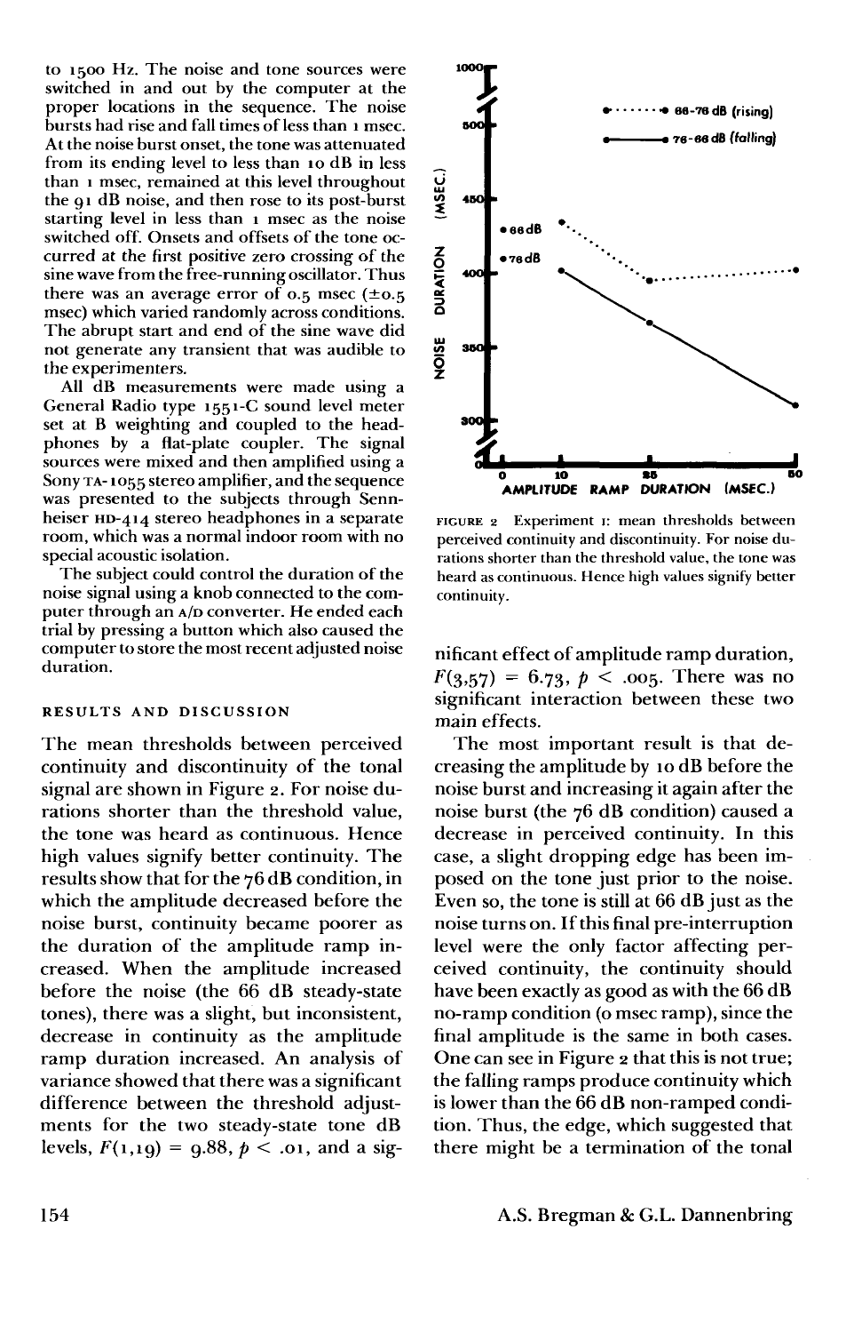to 1500 Hz. The noise and tone sources were switched in and out by the computer at the proper locations in the sequence. The noise bursts had rise and fall times of less than 1 msec. At the noise burst onset, the tone was attenuated from its ending level to less than 10 dB in less than 1 msec, remained at this level throughout the 91 dB noise, and then rose to its post-burst starting level in less than 1 msec as the noise switched off. Onsets and offsets of the tone occurred at the first positive zero crossing of the sine wave from the free-running oscillator. Thus there was an average error of 0.5 msec (±0.5 msec) which varied randomly across conditions. The abrupt start and end of the sine wave did not generate any transient that was audible to the experimenters.

All dB measurements were made using a General Radio type 1551-C sound level meter set at B weighting and coupled to the headphones by a flat-plate coupler. The signal sources were mixed and then amplified using a Sony TA-1055 stereo amplifier, and the sequence was presented to the subjects through Sennheiser HD-414 stereo headphones in a separate room, which was a normal indoor room with no special acoustic isolation.

The subject could control the duration of the noise signal using a knob connected to the computer through an A/D converter. He ended each trial by pressing a button which also caused the computer to store the most recent adjusted noise duration.

## RESULTS AND DISCUSSION

The mean thresholds between perceived continuity and discontinuity of the tonal signal are shown in Figure 2. For noise durations shorter than the threshold value, the tone was heard as continuous. Hence high values signify better continuity. The results show that for the 76 dB condition, in which the amplitude decreased before the noise burst, continuity became poorer as the duration of the amplitude ramp increased. When the amplitude increased before the noise (the 66 dB steady-state tones), there was a slight, but inconsistent, decrease in continuity as the amplitude ramp duration increased. An analysis of variance showed that there was a significant difference between the threshold adjustments for the two steady-state tone dB levels, $F(1,19) = 9.88$, $p < .01$, and a significant effect of amplitude ramp duration, $F(3,57) = 6.73$, $p < .005$. There was no significant interaction between these two main effects.

FIGURE 2 Experiment 1: mean thresholds between perceived continuity and discontinuity. For noise durations shorter than the threshold value, the tone was heard as continuous. Hence high values signify better continuity.

The most important result is that decreasing the amplitude by 10 dB before the noise burst and increasing it again after the noise burst (the 76 dB condition) caused a decrease in perceived continuity. In this case, a slight dropping edge has been imposed on the tone just prior to the noise. Even so, the tone is still at 66 dB just as the noise turns on. If this final pre-interruption level were the only factor affecting perceived continuity, the continuity should have been exactly as good as with the 66 dB no-ramp condition (0 msec ramp), since the final amplitude is the same in both cases. One can see in Figure 2 that this is not true; the falling ramps produce continuity which is lower than the 66 dB non-ramped condition. Thus, the edge, which suggested that there might be a termination of the tonal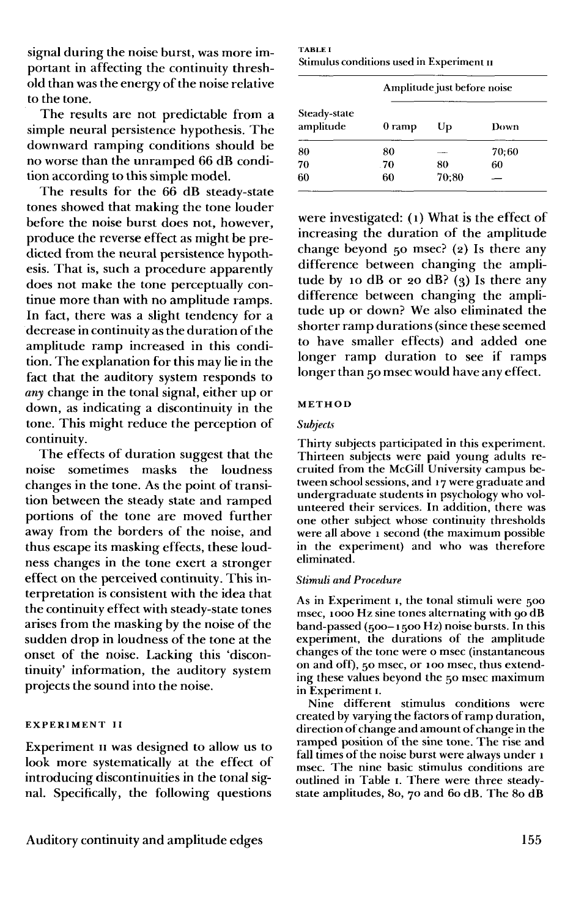signal during the noise burst, was more important in affecting the continuity threshold than was the energy of the noise relative to the tone.

The results are not predictable from a simple neural persistence hypothesis. The downward ramping conditions should be no worse than the unramped 66 dB condition according to this simple model.

The results for the 66 dB steady-state tones showed that making the tone louder before the noise burst does not, however, produce the reverse effect as might be predicted from the neural persistence hypothesis. That is, such a procedure apparently does not make the tone perceptually continue more than with no amplitude ramps. In fact, there was a slight tendency for a decrease in continuity as the duration of the amplitude ramp increased in this condition. The explanation for this may lie in the fact that the auditory system responds to *any* change in the tonal signal, either up or down, as indicating a discontinuity in the tone. This might reduce the perception of continuity.

The effects of duration suggest that the noise sometimes masks the loudness changes in the tone. As the point of transition between the steady state and ramped portions of the tone are moved further away from the borders of the noise, and thus escape its masking effects, these loudness changes in the tone exert a stronger effect on the perceived continuity. This interpretation is consistent with the idea that the continuity effect with steady-state tones arises from the masking by the noise of the sudden drop in loudness of the tone at the onset of the noise. Lacking this 'discontinuity' information, the auditory system projects the sound into the noise.

## EXPERIMENT II

Experiment II was designed to allow us to look more systematically at the effect of introducing discontinuities in the tonal signal. Specifically, the following questions were investigated: (1) What is the effect of increasing the duration of the amplitude change beyond 50 msec? (2) Is there any difference between changing the amplitude by 10 dB or 20 dB? (3) Is there any difference between changing the amplitude up or down? We also eliminated the shorter ramp durations (since these seemed to have smaller effects) and added one longer ramp duration to see if ramps longer than 50 msec would have any effect.

TABLE I
Stimulus conditions used in Experiment II

| Steady-state amplitude | Amplitude just before noise | | |
|---|---|---|---|
| | 0 ramp | Up | Down |
| 80 | 80 | — | 70;60 |
| 70 | 70 | 80 | 60 |
| 60 | 60 | 70;80 | — |

### METHOD

#### *Subjects*

Thirty subjects participated in this experiment. Thirteen subjects were paid young adults recruited from the McGill University campus between school sessions, and 17 were graduate and undergraduate students in psychology who volunteered their services. In addition, there was one other subject whose continuity thresholds were all above 1 second (the maximum possible in the experiment) and who was therefore eliminated.

#### *Stimuli and Procedure*

As in Experiment I, the tonal stimuli were 500 msec, 1000 Hz sine tones alternating with 90 dB band-passed (500–1500 Hz) noise bursts. In this experiment, the durations of the amplitude changes of the tone were 0 msec (instantaneous on and off), 50 msec, or 100 msec, thus extending these values beyond the 50 msec maximum in Experiment I.

Nine different stimulus conditions were created by varying the factors of ramp duration, direction of change and amount of change in the ramped position of the sine tone. The rise and fall times of the noise burst were always under 1 msec. The nine basic stimulus conditions are outlined in Table I. There were three steady-state amplitudes, 80, 70 and 60 dB. The 80 dB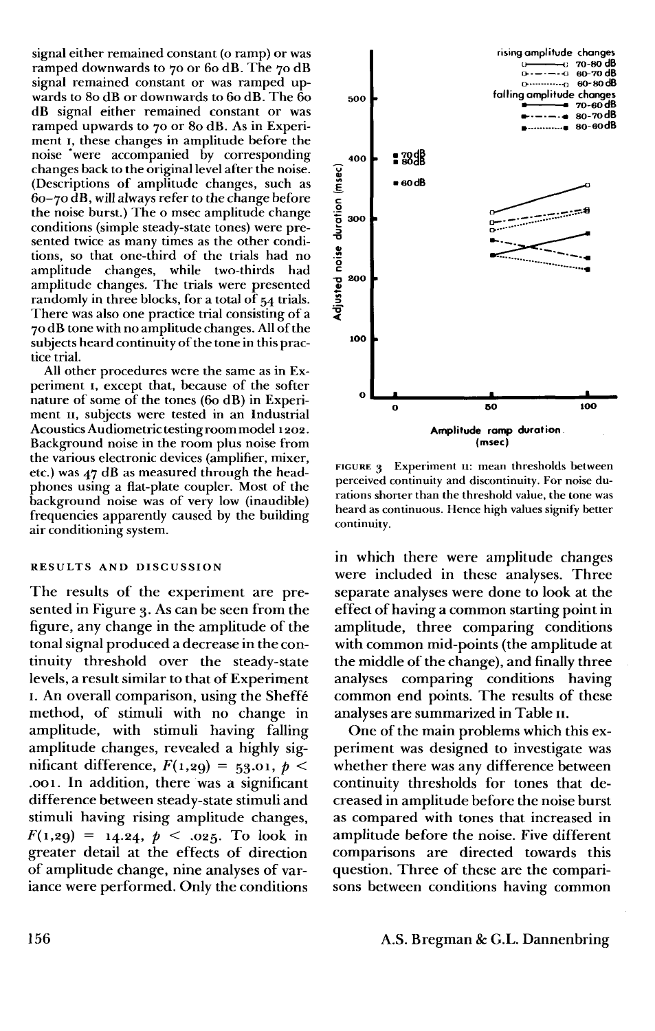signal either remained constant (0 ramp) or was ramped downwards to 70 or 60 dB. The 70 dB signal remained constant or was ramped upwards to 80 dB or downwards to 60 dB. The 60 dB signal either remained constant or was ramped upwards to 70 or 80 dB. As in Experiment I, these changes in amplitude before the noise were accompanied by corresponding changes back to the original level after the noise. (Descriptions of amplitude changes, such as 60–70 dB, will always refer to the change before the noise burst.) The 0 msec amplitude change conditions (simple steady-state tones) were presented twice as many times as the other conditions, so that one-third of the trials had no amplitude changes, while two-thirds had amplitude changes. The trials were presented randomly in three blocks, for a total of 54 trials. There was also one practice trial consisting of a 70 dB tone with no amplitude changes. All of the subjects heard continuity of the tone in this practice trial.

All other procedures were the same as in Experiment I, except that, because of the softer nature of some of the tones (60 dB) in Experiment II, subjects were tested in an Industrial Acoustics Audiometric testing room model 1202. Background noise in the room plus noise from the various electronic devices (amplifier, mixer, etc.) was 47 dB as measured through the headphones using a flat-plate coupler. Most of the background noise was of very low (inaudible) frequencies apparently caused by the building air conditioning system.

FIGURE 3 Experiment II: mean thresholds between perceived continuity and discontinuity. For noise durations shorter than the threshold value, the tone was heard as continuous. Hence high values signify better continuity.

### RESULTS AND DISCUSSION

The results of the experiment are presented in Figure 3. As can be seen from the figure, any change in the amplitude of the tonal signal produced a decrease in the continuity threshold over the steady-state levels, a result similar to that of Experiment I. An overall comparison, using the Sheffé method, of stimuli with no change in amplitude, with stimuli having falling amplitude changes, revealed a highly significant difference, $F(1,29) = 53.01$, $p < .001$. In addition, there was a significant difference between steady-state stimuli and stimuli having rising amplitude changes, $F(1,29) = 14.24$, $p < .025$. To look in greater detail at the effects of direction of amplitude change, nine analyses of variance were performed. Only the conditions in which there were amplitude changes were included in these analyses. Three separate analyses were done to look at the effect of having a common starting point in amplitude, three comparing conditions with common mid-points (the amplitude at the middle of the change), and finally three analyses comparing conditions having common end points. The results of these analyses are summarized in Table II.

One of the main problems which this experiment was designed to investigate was whether there was any difference between continuity thresholds for tones that decreased in amplitude before the noise burst as compared with tones that increased in amplitude before the noise. Five different comparisons are directed towards this question. Three of these are the comparisons between conditions having common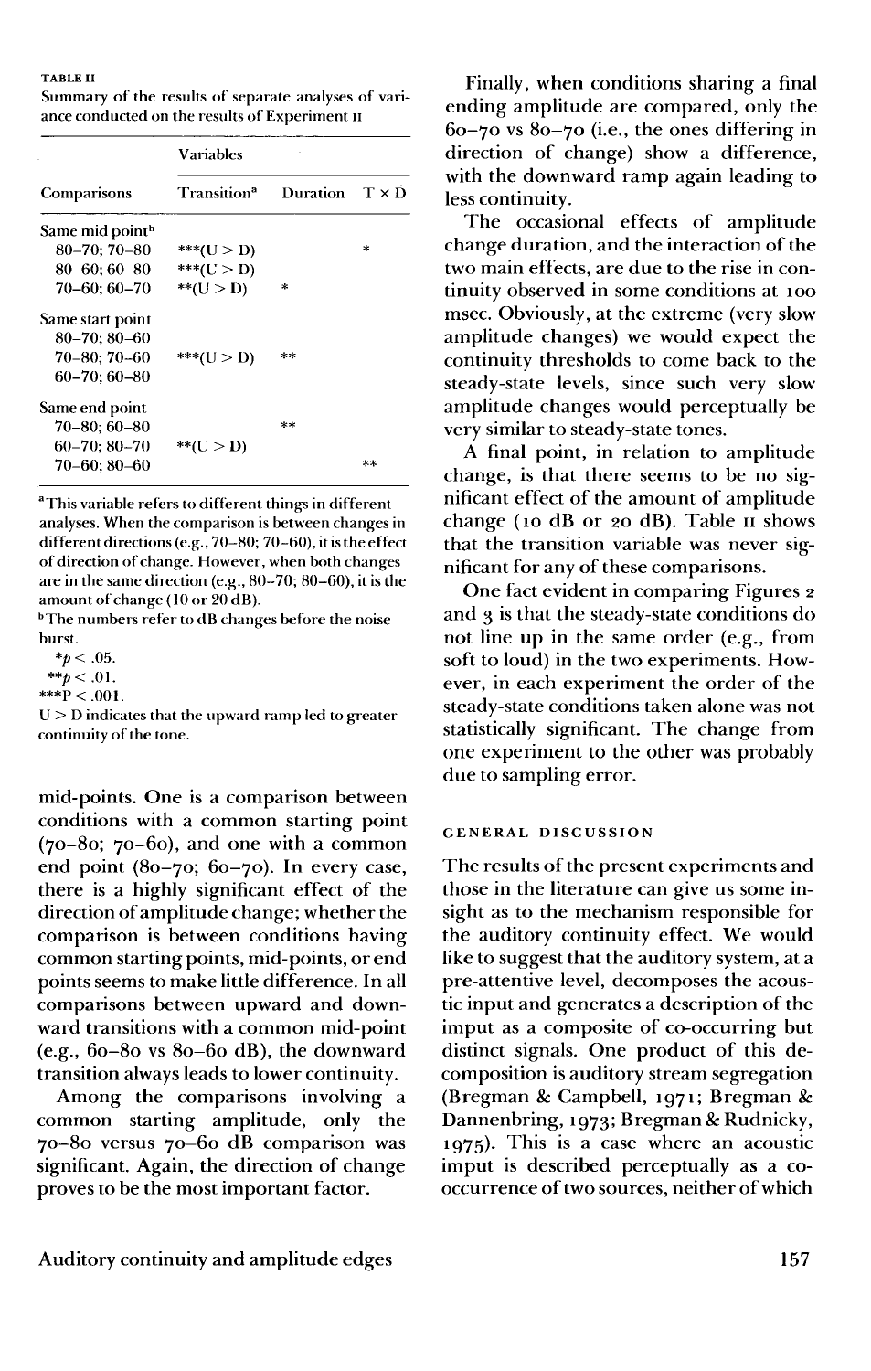TABLE II

Summary of the results of separate analyses of variance conducted on the results of Experiment II

| Comparisons | Variables | | |
|---|---|---|---|
| | Transition[a] | Duration | T × D |
| Same mid point[b] | | | |
| 80–70; 70–80 | ***(U > D) | | * |
| 80–60; 60–80 | ***(U > D) | | |
| 70–60; 60–70 | **(U > D) | * | |
| Same start point | | | |
| 80–70; 80–60 | | | |
| 70–80; 70–60 | ***(U > D) | ** | |
| 60–70; 60–80 | | | |
| Same end point | | | |
| 70–80; 60–80 | | ** | |
| 60–70; 80–70 | **(U > D) | | |
| 70–60; 80–60 | | | ** |

[a] This variable refers to different things in different analyses. When the comparison is between changes in different directions (e.g., 70–80; 70–60), it is the effect of direction of change. However, when both changes are in the same direction (e.g., 80–70; 80–60), it is the amount of change (10 or 20 dB).

[b] The numbers refer to dB changes before the noise burst.

*$p < .05$.

**$p < .01$.

***$P < .001$.

U > D indicates that the upward ramp led to greater continuity of the tone.

mid-points. One is a comparison between conditions with a common starting point (70–80; 70–60), and one with a common end point (80–70; 60–70). In every case, there is a highly significant effect of the direction of amplitude change; whether the comparison is between conditions having common starting points, mid-points, or end points seems to make little difference. In all comparisons between upward and downward transitions with a common mid-point (e.g., 60–80 vs 80–60 dB), the downward transition always leads to lower continuity.

Among the comparisons involving a common starting amplitude, only the 70–80 versus 70–60 dB comparison was significant. Again, the direction of change proves to be the most important factor.

Finally, when conditions sharing a final ending amplitude are compared, only the 60–70 vs 80–70 (i.e., the ones differing in direction of change) show a difference, with the downward ramp again leading to less continuity.

The occasional effects of amplitude change duration, and the interaction of the two main effects, are due to the rise in continuity observed in some conditions at 100 msec. Obviously, at the extreme (very slow amplitude changes) we would expect the continuity thresholds to come back to the steady-state levels, since such very slow amplitude changes would perceptually be very similar to steady-state tones.

A final point, in relation to amplitude change, is that there seems to be no significant effect of the amount of amplitude change (10 dB or 20 dB). Table II shows that the transition variable was never significant for any of these comparisons.

One fact evident in comparing Figures 2 and 3 is that the steady-state conditions do not line up in the same order (e.g., from soft to loud) in the two experiments. However, in each experiment the order of the steady-state conditions taken alone was not statistically significant. The change from one experiment to the other was probably due to sampling error.

## GENERAL DISCUSSION

The results of the present experiments and those in the literature can give us some insight as to the mechanism responsible for the auditory continuity effect. We would like to suggest that the auditory system, at a pre-attentive level, decomposes the acoustic input and generates a description of the input as a composite of co-occurring but distinct signals. One product of this decomposition is auditory stream segregation (Bregman & Campbell, 1971; Bregman & Dannenbring, 1973; Bregman & Rudnicky, 1975). This is a case where an acoustic input is described perceptually as a co-occurrence of two sources, neither of which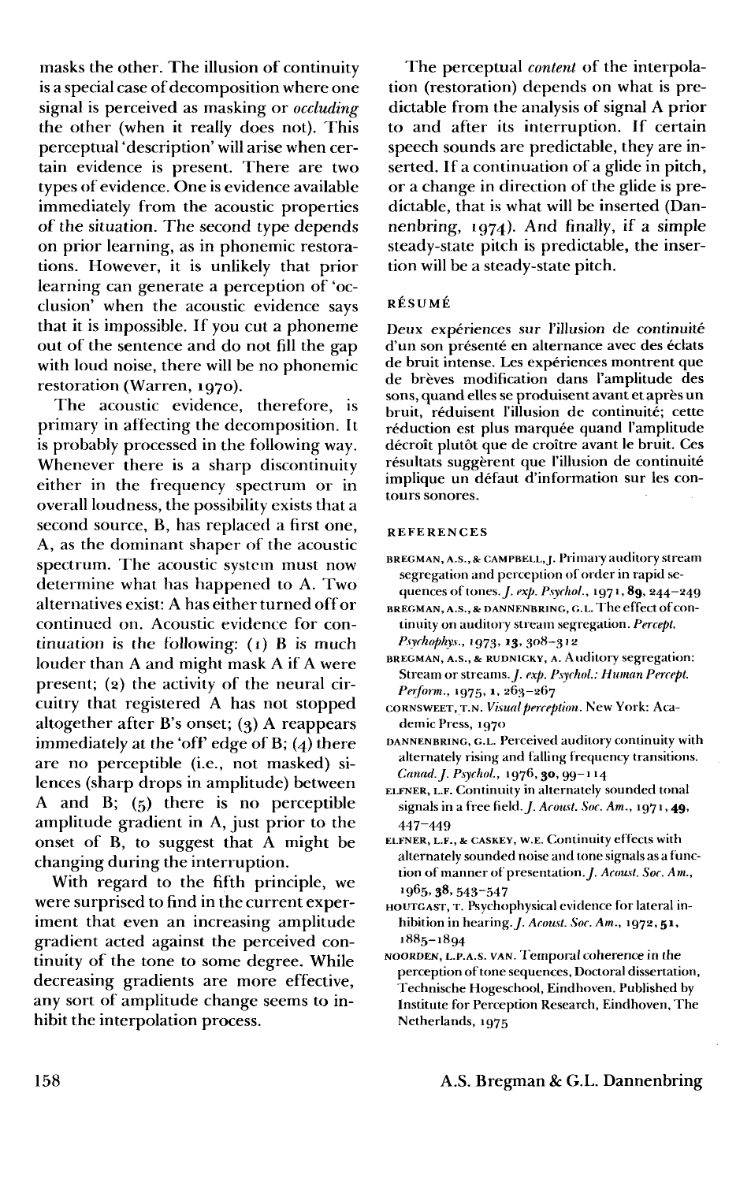masks the other. The illusion of continuity is a special case of decomposition where one signal is perceived as masking or *occluding* the other (when it really does not). This perceptual 'description' will arise when certain evidence is present. There are two types of evidence. One is evidence available immediately from the acoustic properties of the situation. The second type depends on prior learning, as in phonemic restorations. However, it is unlikely that prior learning can generate a perception of 'occlusion' when the acoustic evidence says that it is impossible. If you cut a phoneme out of the sentence and do not fill the gap with loud noise, there will be no phonemic restoration (Warren, 1970).

The acoustic evidence, therefore, is primary in affecting the decomposition. It is probably processed in the following way. Whenever there is a sharp discontinuity either in the frequency spectrum or in overall loudness, the possibility exists that a second source, B, has replaced a first one, A, as the dominant shaper of the acoustic spectrum. The acoustic system must now determine what has happened to A. Two alternatives exist: A has either turned off or continued on. Acoustic evidence for continuation is the following: (1) B is much louder than A and might mask A if A were present; (2) the activity of the neural circuitry that registered A has not stopped altogether after B's onset; (3) A reappears immediately at the 'off' edge of B; (4) there are no perceptible (i.e., not masked) silences (sharp drops in amplitude) between A and B; (5) there is no perceptible amplitude gradient in A, just prior to the onset of B, to suggest that A might be changing during the interruption.

With regard to the fifth principle, we were surprised to find in the current experiment that even an increasing amplitude gradient acted against the perceived continuity of the tone to some degree. While decreasing gradients are more effective, any sort of amplitude change seems to inhibit the interpolation process.

The perceptual *content* of the interpolation (restoration) depends on what is predictable from the analysis of signal A prior to and after its interruption. If certain speech sounds are predictable, they are inserted. If a continuation of a glide in pitch, or a change in direction of the glide is predictable, that is what will be inserted (Dannenbring, 1974). And finally, if a simple steady-state pitch is predictable, the insertion will be a steady-state pitch.

## RÉSUMÉ

Deux expériences sur l'illusion de continuité d'un son présenté en alternance avec des éclats de bruit intense. Les expériences montrent que de brèves modification dans l'amplitude des sons, quand elles se produisent avant et après un bruit, réduisent l'illusion de continuité; cette réduction est plus marquée quand l'amplitude décroît plutôt que de croître avant le bruit. Ces résultats suggèrent que l'illusion de continuité implique un défaut d'information sur les contours sonores.

## REFERENCES

BREGMAN, A.S., & CAMPBELL, J. Primary auditory stream segregation and perception of order in rapid sequences of tones. *J. exp. Psychol.*, 1971, **89**, 244–249

BREGMAN, A.S., & DANNENBRING, G.L. The effect of continuity on auditory stream segregation. *Percept. Psychophys.*, 1973, **13**, 308–312

BREGMAN, A.S., & RUDNICKY, A. Auditory segregation: Stream or streams. *J. exp. Psychol.: Human Percept. Perform.*, 1975, **1**, 263–267

CORNSWEET, T.N. *Visual perception*. New York: Academic Press, 1970

DANNENBRING, G.L. Perceived auditory continuity with alternately rising and falling frequency transitions. *Canad. J. Psychol.*, 1976, **30**, 99–114

ELFNER, L.F. Continuity in alternately sounded tonal signals in a free field. *J. Acoust. Soc. Am.*, 1971, **49**, 447–449

ELFNER, L.F., & CASKEY, W.E. Continuity effects with alternately sounded noise and tone signals as a function of manner of presentation. *J. Acoust. Soc. Am.*, 1965, **38**, 543–547

HOUTGAST, T. Psychophysical evidence for lateral inhibition in hearing. *J. Acoust. Soc. Am.*, 1972, **51**, 1885–1894

NOORDEN, L.P.A.S. VAN. Temporal coherence in the perception of tone sequences, Doctoral dissertation, Technische Hogeschool, Eindhoven. Published by Institute for Perception Research, Eindhoven, The Netherlands, 1975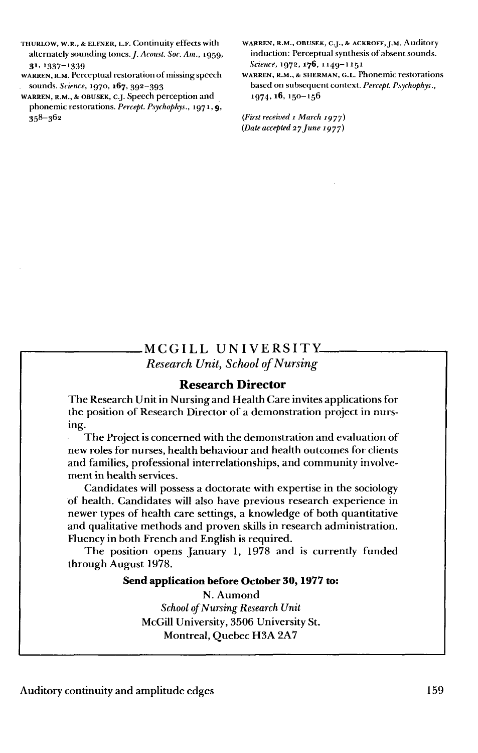THURLOW, W.R., & ELFNER, L.F. Continuity effects with alternately sounding tones. *J. Acoust. Soc. Am.*, 1959, **31**, 1337–1339

WARREN, R.M. Perceptual restoration of missing speech sounds. *Science*, 1970, **167**, 392–393

WARREN, R.M., & OBUSEK, C.J. Speech perception and phonemic restorations. *Percept. Psychophys.*, 1971, **9**, 358–362

WARREN, R.M., OBUSEK, C.J., & ACKROFF, J.M. Auditory induction: Perceptual synthesis of absent sounds. *Science*, 1972, **176**, 1149–1151

WARREN, R.M., & SHERMAN, G.L. Phonemic restorations based on subsequent context. *Percept. Psychophys.*, 1974, **16**, 150–156

*(First received 1 March 1977)*
*(Date accepted 27 June 1977)*

## MCGILL UNIVERSITY

*Research Unit, School of Nursing*

### Research Director

The Research Unit in Nursing and Health Care invites applications for the position of Research Director of a demonstration project in nursing.

The Project is concerned with the demonstration and evaluation of new roles for nurses, health behaviour and health outcomes for clients and families, professional interrelationships, and community involvement in health services.

Candidates will possess a doctorate with expertise in the sociology of health. Candidates will also have previous research experience in newer types of health care settings, a knowledge of both quantitative and qualitative methods and proven skills in research administration. Fluency in both French and English is required.

The position opens January 1, 1978 and is currently funded through August 1978.

**Send application before October 30, 1977 to:**

N. Aumond
*School of Nursing Research Unit*
McGill University, 3506 University St.
Montreal, Quebec H3A 2A7